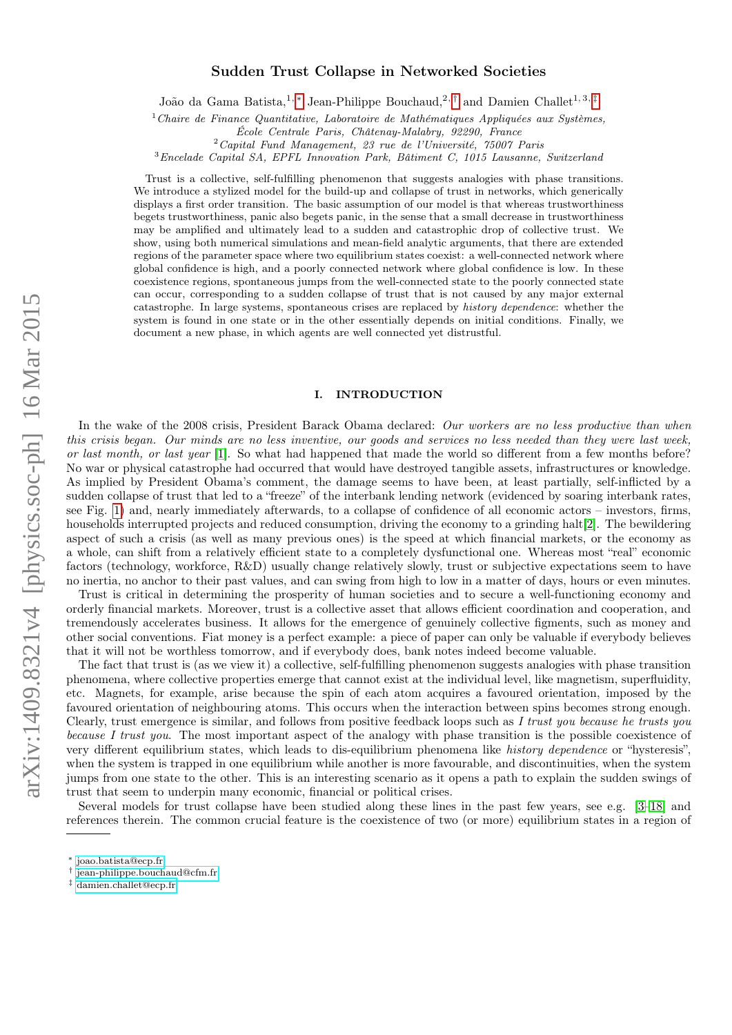# Sudden Trust Collapse in Networked Societies

João da Gama Batista,[1,*] Jean-Philippe Bouchaud,[2,†] and Damien Challet[1,3,‡]

[1] *Chaire de Finance Quantitative, Laboratoire de Mathématiques Appliquées aux Systèmes, École Centrale Paris, Châtenay-Malabry, 92290, France*
[2] *Capital Fund Management, 23 rue de l'Université, 75007 Paris*
[3] *Encelade Capital SA, EPFL Innovation Park, Bâtiment C, 1015 Lausanne, Switzerland*

Trust is a collective, self-fulfilling phenomenon that suggests analogies with phase transitions. We introduce a stylized model for the build-up and collapse of trust in networks, which generically displays a first order transition. The basic assumption of our model is that whereas trustworthiness begets trustworthiness, panic also begets panic, in the sense that a small decrease in trustworthiness may be amplified and ultimately lead to a sudden and catastrophic drop of collective trust. We show, using both numerical simulations and mean-field analytic arguments, that there are extended regions of the parameter space where two equilibrium states coexist: a well-connected network where global confidence is high, and a poorly connected network where global confidence is low. In these coexistence regions, spontaneous jumps from the well-connected state to the poorly connected state can occur, corresponding to a sudden collapse of trust that is not caused by any major external catastrophe. In large systems, spontaneous crises are replaced by *history dependence*: whether the system is found in one state or in the other essentially depends on initial conditions. Finally, we document a new phase, in which agents are well connected yet distrustful.

## I. INTRODUCTION

In the wake of the 2008 crisis, President Barack Obama declared: *Our workers are no less productive than when this crisis began. Our minds are no less inventive, our goods and services no less needed than they were last week, or last month, or last year* [1]. So what had happened that made the world so different from a few months before? No war or physical catastrophe had occurred that would have destroyed tangible assets, infrastructures or knowledge. As implied by President Obama's comment, the damage seems to have been, at least partially, self-inflicted by a sudden collapse of trust that led to a "freeze" of the interbank lending network (evidenced by soaring interbank rates, see Fig. 1) and, nearly immediately afterwards, to a collapse of confidence of all economic actors – investors, firms, households interrupted projects and reduced consumption, driving the economy to a grinding halt[2]. The bewildering aspect of such a crisis (as well as many previous ones) is the speed at which financial markets, or the economy as a whole, can shift from a relatively efficient state to a completely dysfunctional one. Whereas most "real" economic factors (technology, workforce, R&D) usually change relatively slowly, trust or subjective expectations seem to have no inertia, no anchor to their past values, and can swing from high to low in a matter of days, hours or even minutes.

Trust is critical in determining the prosperity of human societies and to secure a well-functioning economy and orderly financial markets. Moreover, trust is a collective asset that allows efficient coordination and cooperation, and tremendously accelerates business. It allows for the emergence of genuinely collective figments, such as money and other social conventions. Fiat money is a perfect example: a piece of paper can only be valuable if everybody believes that it will not be worthless tomorrow, and if everybody does, bank notes indeed become valuable.

The fact that trust is (as we view it) a collective, self-fulfilling phenomenon suggests analogies with phase transition phenomena, where collective properties emerge that cannot exist at the individual level, like magnetism, superfluidity, etc. Magnets, for example, arise because the spin of each atom acquires a favoured orientation, imposed by the favoured orientation of neighbouring atoms. This occurs when the interaction between spins becomes strong enough. Clearly, trust emergence is similar, and follows from positive feedback loops such as *I trust you because he trusts you because I trust you*. The most important aspect of the analogy with phase transition is the possible coexistence of very different equilibrium states, which leads to dis-equilibrium phenomena like *history dependence* or "hysteresis", when the system is trapped in one equilibrium while another is more favourable, and discontinuities, when the system jumps from one state to the other. This is an interesting scenario as it opens a path to explain the sudden swings of trust that seem to underpin many economic, financial or political crises.

Several models for trust collapse have been studied along these lines in the past few years, see e.g. [3–18] and references therein. The common crucial feature is the coexistence of two (or more) equilibrium states in a region of

* joao.batista@ecp.fr
† jean-philippe.bouchaud@cfm.fr
‡ damien.challet@ecp.fr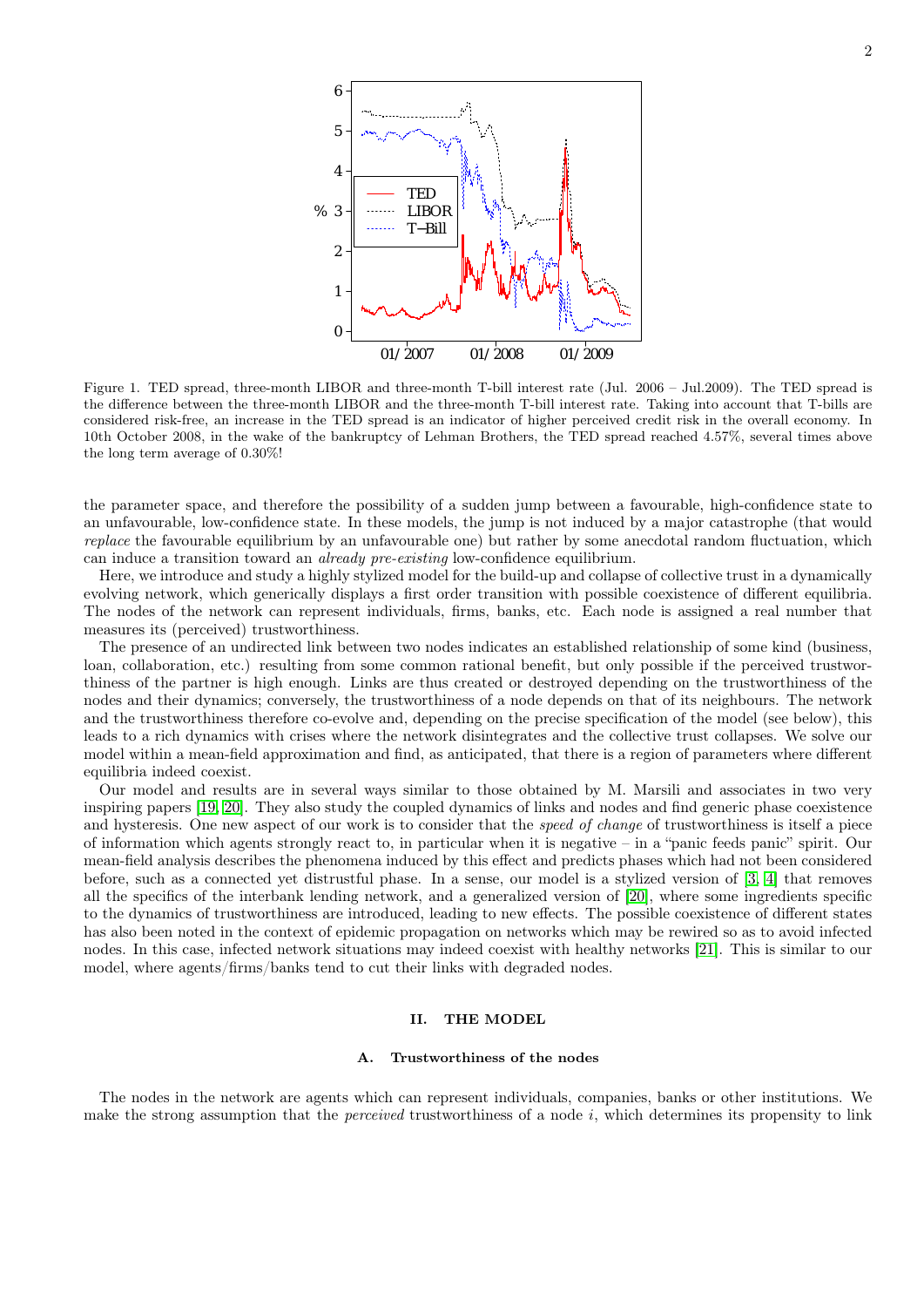6

5

4

% 3

2

1

0

TED

LIBOR

T−Bill

01/2007

01/2008

01/2009

Figure 1. TED spread, three-month LIBOR and three-month T-bill interest rate (Jul. 2006 – Jul.2009). The TED spread is the difference between the three-month LIBOR and the three-month T-bill interest rate. Taking into account that T-bills are considered risk-free, an increase in the TED spread is an indicator of higher perceived credit risk in the overall economy. In 10th October 2008, in the wake of the bankruptcy of Lehman Brothers, the TED spread reached 4.57%, several times above the long term average of 0.30%!

the parameter space, and therefore the possibility of a sudden jump between a favourable, high-confidence state to an unfavourable, low-confidence state. In these models, the jump is not induced by a major catastrophe (that would *replace* the favourable equilibrium by an unfavourable one) but rather by some anecdotal random fluctuation, which can induce a transition toward an *already pre-existing* low-confidence equilibrium.

Here, we introduce and study a highly stylized model for the build-up and collapse of collective trust in a dynamically evolving network, which generically displays a first order transition with possible coexistence of different equilibria. The nodes of the network can represent individuals, firms, banks, etc. Each node is assigned a real number that measures its (perceived) trustworthiness.

The presence of an undirected link between two nodes indicates an established relationship of some kind (business, loan, collaboration, etc.) resulting from some common rational benefit, but only possible if the perceived trustworthiness of the partner is high enough. Links are thus created or destroyed depending on the trustworthiness of the nodes and their dynamics; conversely, the trustworthiness of a node depends on that of its neighbours. The network and the trustworthiness therefore co-evolve and, depending on the precise specification of the model (see below), this leads to a rich dynamics with crises where the network disintegrates and the collective trust collapses. We solve our model within a mean-field approximation and find, as anticipated, that there is a region of parameters where different equilibria indeed coexist.

Our model and results are in several ways similar to those obtained by M. Marsili and associates in two very inspiring papers [19, 20]. They also study the coupled dynamics of links and nodes and find generic phase coexistence and hysteresis. One new aspect of our work is to consider that the *speed of change* of trustworthiness is itself a piece of information which agents strongly react to, in particular when it is negative – in a "panic feeds panic" spirit. Our mean-field analysis describes the phenomena induced by this effect and predicts phases which had not been considered before, such as a connected yet distrustful phase. In a sense, our model is a stylized version of [3, 4] that removes all the specifics of the interbank lending network, and a generalized version of [20], where some ingredients specific to the dynamics of trustworthiness are introduced, leading to new effects. The possible coexistence of different states has also been noted in the context of epidemic propagation on networks which may be rewired so as to avoid infected nodes. In this case, infected network situations may indeed coexist with healthy networks [21]. This is similar to our model, where agents/firms/banks tend to cut their links with degraded nodes.

## II. THE MODEL

### A. Trustworthiness of the nodes

The nodes in the network are agents which can represent individuals, companies, banks or other institutions. We make the strong assumption that the *perceived* trustworthiness of a node $i$, which determines its propensity to link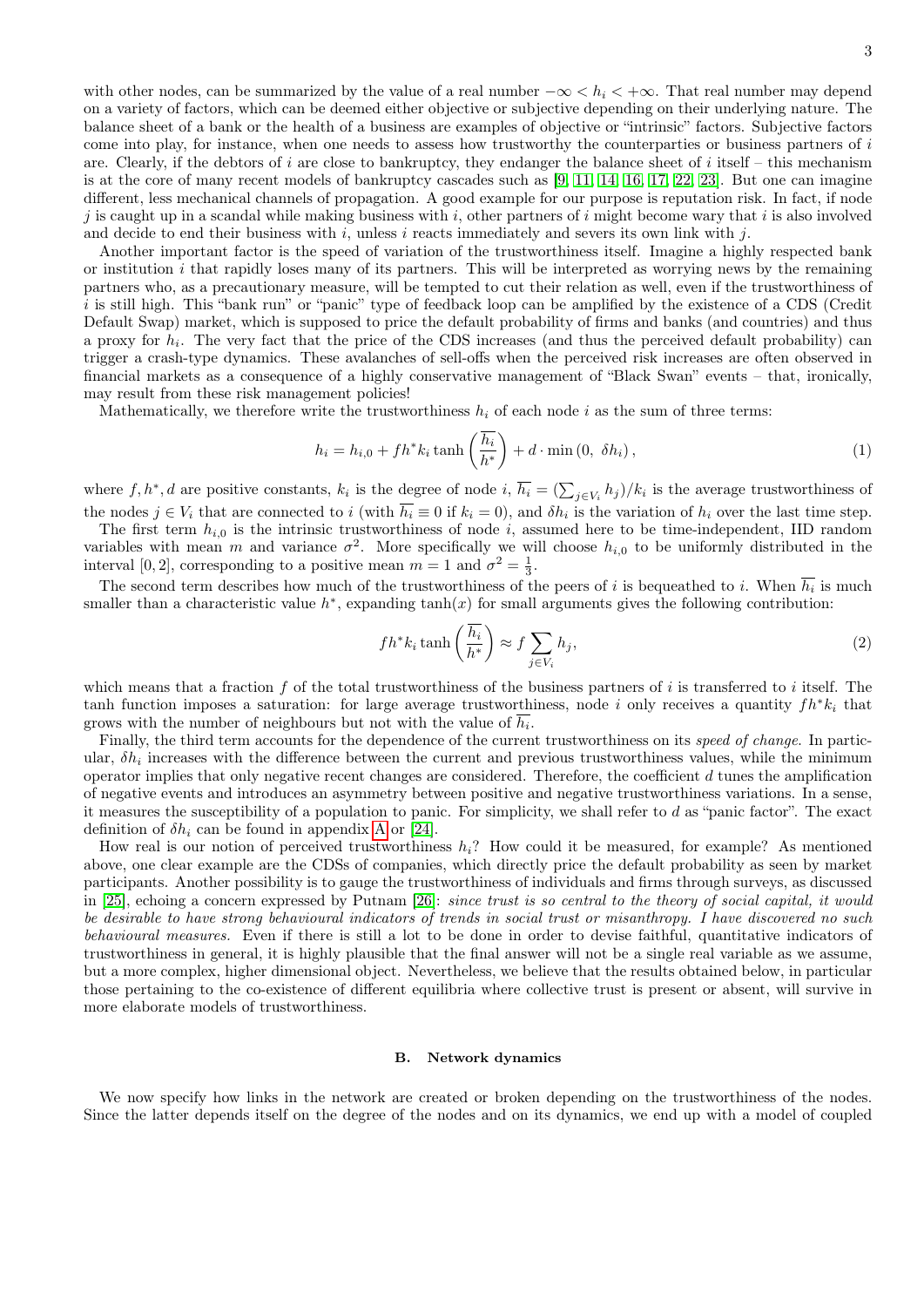with other nodes, can be summarized by the value of a real number $-\infty < h_i < +\infty$. That real number may depend on a variety of factors, which can be deemed either objective or subjective depending on their underlying nature. The balance sheet of a bank or the health of a business are examples of objective or "intrinsic" factors. Subjective factors come into play, for instance, when one needs to assess how trustworthy the counterparties or business partners of $i$ are. Clearly, if the debtors of $i$ are close to bankruptcy, they endanger the balance sheet of $i$ itself – this mechanism is at the core of many recent models of bankruptcy cascades such as [9, 11, 14, 16, 17, 22, 23]. But one can imagine different, less mechanical channels of propagation. A good example for our purpose is reputation risk. In fact, if node $j$ is caught up in a scandal while making business with $i$, other partners of $i$ might become wary that $i$ is also involved and decide to end their business with $i$, unless $i$ reacts immediately and severs its own link with $j$.

Another important factor is the speed of variation of the trustworthiness itself. Imagine a highly respected bank or institution $i$ that rapidly loses many of its partners. This will be interpreted as worrying news by the remaining partners who, as a precautionary measure, will be tempted to cut their relation as well, even if the trustworthiness of $i$ is still high. This "bank run" or "panic" type of feedback loop can be amplified by the existence of a CDS (Credit Default Swap) market, which is supposed to price the default probability of firms and banks (and countries) and thus a proxy for $h_i$. The very fact that the price of the CDS increases (and thus the perceived default probability) can trigger a crash-type dynamics. These avalanches of sell-offs when the perceived risk increases are often observed in financial markets as a consequence of a highly conservative management of "Black Swan" events – that, ironically, may result from these risk management policies!

Mathematically, we therefore write the trustworthiness $h_i$ of each node $i$ as the sum of three terms:

$$h_i = h_{i,0} + f h^* k_i \tanh\left(\frac{\overline{h_i}}{h^*}\right) + d \cdot \min\left(0,\ \delta h_i\right), \tag{1}$$

where $f, h^*, d$ are positive constants, $k_i$ is the degree of node $i$, $\overline{h_i} = (\sum_{j \in V_i} h_j)/k_i$ is the average trustworthiness of the nodes $j \in V_i$ that are connected to $i$ (with $\overline{h_i} \equiv 0$ if $k_i = 0$), and $\delta h_i$ is the variation of $h_i$ over the last time step.

The first term $h_{i,0}$ is the intrinsic trustworthiness of node $i$, assumed here to be time-independent, IID random variables with mean $m$ and variance $\sigma^2$. More specifically we will choose $h_{i,0}$ to be uniformly distributed in the interval $[0, 2]$, corresponding to a positive mean $m = 1$ and $\sigma^2 = \frac{1}{3}$.

The second term describes how much of the trustworthiness of the peers of $i$ is bequeathed to $i$. When $\overline{h_i}$ is much smaller than a characteristic value $h^*$, expanding $\tanh(x)$ for small arguments gives the following contribution:

$$f h^* k_i \tanh\left(\frac{\overline{h_i}}{h^*}\right) \approx f \sum_{j \in V_i} h_j, \tag{2}$$

which means that a fraction $f$ of the total trustworthiness of the business partners of $i$ is transferred to $i$ itself. The tanh function imposes a saturation: for large average trustworthiness, node $i$ only receives a quantity $f h^* k_i$ that grows with the number of neighbours but not with the value of $\overline{h_i}$.

Finally, the third term accounts for the dependence of the current trustworthiness on its *speed of change*. In particular, $\delta h_i$ increases with the difference between the current and previous trustworthiness values, while the minimum operator implies that only negative recent changes are considered. Therefore, the coefficient $d$ tunes the amplification of negative events and introduces an asymmetry between positive and negative trustworthiness variations. In a sense, it measures the susceptibility of a population to panic. For simplicity, we shall refer to $d$ as "panic factor". The exact definition of $\delta h_i$ can be found in appendix A or [24].

How real is our notion of perceived trustworthiness $h_i$? How could it be measured, for example? As mentioned above, one clear example are the CDSs of companies, which directly price the default probability as seen by market participants. Another possibility is to gauge the trustworthiness of individuals and firms through surveys, as discussed in [25], echoing a concern expressed by Putnam [26]: *since trust is so central to the theory of social capital, it would be desirable to have strong behavioural indicators of trends in social trust or misanthropy. I have discovered no such behavioural measures.* Even if there is still a lot to be done in order to devise faithful, quantitative indicators of trustworthiness in general, it is highly plausible that the final answer will not be a single real variable as we assume, but a more complex, higher dimensional object. Nevertheless, we believe that the results obtained below, in particular those pertaining to the co-existence of different equilibria where collective trust is present or absent, will survive in more elaborate models of trustworthiness.

### B. Network dynamics

We now specify how links in the network are created or broken depending on the trustworthiness of the nodes. Since the latter depends itself on the degree of the nodes and on its dynamics, we end up with a model of coupled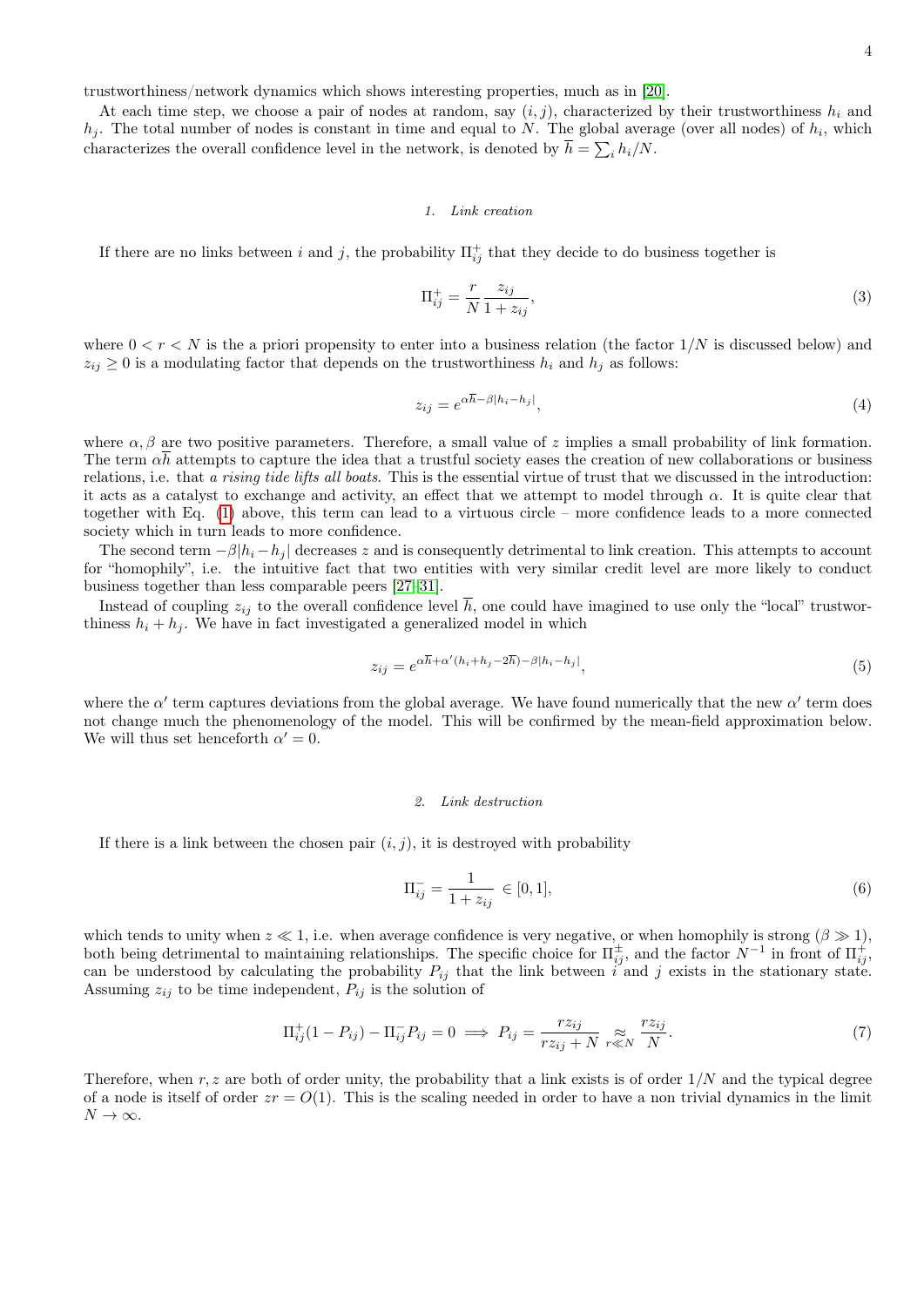trustworthiness/network dynamics which shows interesting properties, much as in [20].

At each time step, we choose a pair of nodes at random, say $(i, j)$, characterized by their trustworthiness $h_i$ and $h_j$. The total number of nodes is constant in time and equal to $N$. The global average (over all nodes) of $h_i$, which characterizes the overall confidence level in the network, is denoted by $\overline{h} = \sum_i h_i/N$.

#### 1. Link creation

If there are no links between $i$ and $j$, the probability $\Pi^+_{ij}$ that they decide to do business together is

$$\Pi^+_{ij} = \frac{r}{N} \frac{z_{ij}}{1 + z_{ij}}, \tag{3}$$

where $0 < r < N$ is the a priori propensity to enter into a business relation (the factor $1/N$ is discussed below) and $z_{ij} \geq 0$ is a modulating factor that depends on the trustworthiness $h_i$ and $h_j$ as follows:

$$z_{ij} = e^{\alpha \overline{h} - \beta |h_i - h_j|}, \tag{4}$$

where $\alpha, \beta$ are two positive parameters. Therefore, a small value of $z$ implies a small probability of link formation. The term $\alpha\overline{h}$ attempts to capture the idea that a trustful society eases the creation of new collaborations or business relations, i.e. that *a rising tide lifts all boats*. This is the essential virtue of trust that we discussed in the introduction: it acts as a catalyst to exchange and activity, an effect that we attempt to model through $\alpha$. It is quite clear that together with Eq. (1) above, this term can lead to a virtuous circle – more confidence leads to a more connected society which in turn leads to more confidence.

The second term $-\beta|h_i - h_j|$ decreases $z$ and is consequently detrimental to link creation. This attempts to account for "homophily", i.e. the intuitive fact that two entities with very similar credit level are more likely to conduct business together than less comparable peers [27–31].

Instead of coupling $z_{ij}$ to the overall confidence level $\overline{h}$, one could have imagined to use only the "local" trustworthiness $h_i + h_j$. We have in fact investigated a generalized model in which

$$z_{ij} = e^{\alpha \overline{h} + \alpha'(h_i + h_j - 2\overline{h}) - \beta |h_i - h_j|}, \tag{5}$$

where the $\alpha'$ term captures deviations from the global average. We have found numerically that the new $\alpha'$ term does not change much the phenomenology of the model. This will be confirmed by the mean-field approximation below. We will thus set henceforth $\alpha' = 0$.

#### 2. Link destruction

If there is a link between the chosen pair $(i, j)$, it is destroyed with probability

$$\Pi^-_{ij} = \frac{1}{1 + z_{ij}} \in [0, 1], \tag{6}$$

which tends to unity when $z \ll 1$, i.e. when average confidence is very negative, or when homophily is strong ($\beta \gg 1$), both being detrimental to maintaining relationships. The specific choice for $\Pi^\pm_{ij}$, and the factor $N^{-1}$ in front of $\Pi^+_{ij}$, can be understood by calculating the probability $P_{ij}$ that the link between $i$ and $j$ exists in the stationary state. Assuming $z_{ij}$ to be time independent, $P_{ij}$ is the solution of

$$\Pi^+_{ij}(1 - P_{ij}) - \Pi^-_{ij} P_{ij} = 0 \implies P_{ij} = \frac{r z_{ij}}{r z_{ij} + N} \underset{r \ll N}{\approx} \frac{r z_{ij}}{N}. \tag{7}$$

Therefore, when $r, z$ are both of order unity, the probability that a link exists is of order $1/N$ and the typical degree of a node is itself of order $zr = O(1)$. This is the scaling needed in order to have a non trivial dynamics in the limit $N \to \infty$.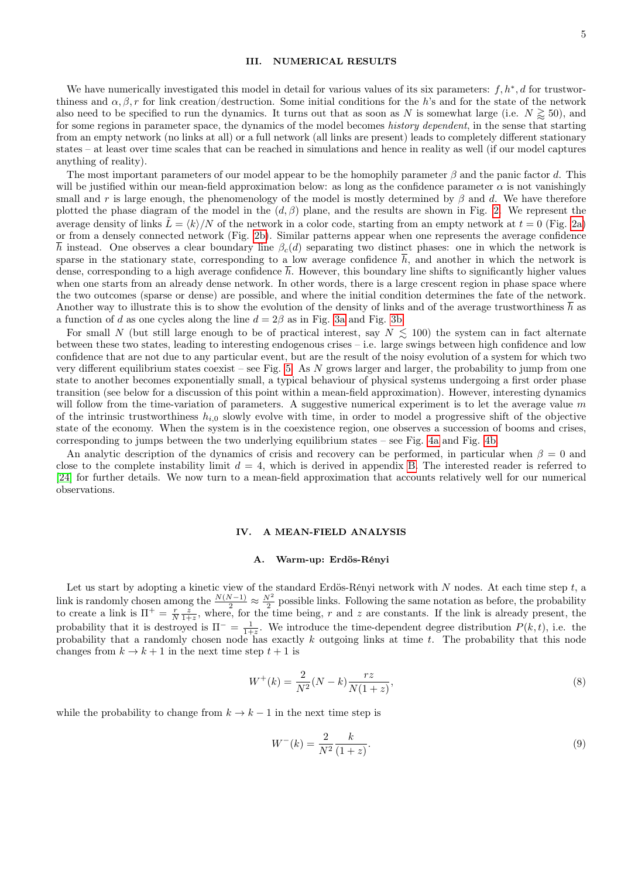## III. NUMERICAL RESULTS

We have numerically investigated this model in detail for various values of its six parameters: $f, h^*, d$ for trustworthiness and $\alpha, \beta, r$ for link creation/destruction. Some initial conditions for the $h$'s and for the state of the network also need to be specified to run the dynamics. It turns out that as soon as $N$ is somewhat large (i.e. $N \gtrsim 50$), and for some regions in parameter space, the dynamics of the model becomes *history dependent*, in the sense that starting from an empty network (no links at all) or a full network (all links are present) leads to completely different stationary states – at least over time scales that can be reached in simulations and hence in reality as well (if our model captures anything of reality).

The most important parameters of our model appear to be the homophily parameter $\beta$ and the panic factor $d$. This will be justified within our mean-field approximation below: as long as the confidence parameter $\alpha$ is not vanishingly small and $r$ is large enough, the phenomenology of the model is mostly determined by $\beta$ and $d$. We have therefore plotted the phase diagram of the model in the $(d, \beta)$ plane, and the results are shown in Fig. 2. We represent the average density of links $\tilde{L} = \langle k \rangle / N$ of the network in a color code, starting from an empty network at $t = 0$ (Fig. 2a) or from a densely connected network (Fig. 2b). Similar patterns appear when one represents the average confidence $\overline{h}$ instead. One observes a clear boundary line $\beta_c(d)$ separating two distinct phases: one in which the network is sparse in the stationary state, corresponding to a low average confidence $\overline{h}$, and another in which the network is dense, corresponding to a high average confidence $\overline{h}$. However, this boundary line shifts to significantly higher values when one starts from an already dense network. In other words, there is a large crescent region in phase space where the two outcomes (sparse or dense) are possible, and where the initial condition determines the fate of the network. Another way to illustrate this is to show the evolution of the density of links and of the average trustworthiness $\overline{h}$ as a function of $d$ as one cycles along the line $d = 2\beta$ as in Fig. 3a and Fig. 3b.

For small $N$ (but still large enough to be of practical interest, say $N \lesssim 100$) the system can in fact alternate between these two states, leading to interesting endogenous crises – i.e. large swings between high confidence and low confidence that are not due to any particular event, but are the result of the noisy evolution of a system for which two very different equilibrium states coexist – see Fig. 5. As $N$ grows larger and larger, the probability to jump from one state to another becomes exponentially small, a typical behaviour of physical systems undergoing a first order phase transition (see below for a discussion of this point within a mean-field approximation). However, interesting dynamics will follow from the time-variation of parameters. A suggestive numerical experiment is to let the average value $m$ of the intrinsic trustworthiness $h_{i,0}$ slowly evolve with time, in order to model a progressive shift of the objective state of the economy. When the system is in the coexistence region, one observes a succession of booms and crises, corresponding to jumps between the two underlying equilibrium states – see Fig. 4a and Fig. 4b.

An analytic description of the dynamics of crisis and recovery can be performed, in particular when $\beta = 0$ and close to the complete instability limit $d = 4$, which is derived in appendix B. The interested reader is referred to [24] for further details. We now turn to a mean-field approximation that accounts relatively well for our numerical observations.

## IV. A MEAN-FIELD ANALYSIS

### A. Warm-up: Erdös-Rényi

Let us start by adopting a kinetic view of the standard Erdös-Rényi network with $N$ nodes. At each time step $t$, a link is randomly chosen among the $\frac{N(N-1)}{2} \approx \frac{N^2}{2}$ possible links. Following the same notation as before, the probability to create a link is $\Pi^+ = \frac{r}{N}\frac{z}{1+z}$, where, for the time being, $r$ and $z$ are constants. If the link is already present, the probability that it is destroyed is $\Pi^- = \frac{1}{1+z}$. We introduce the time-dependent degree distribution $P(k, t)$, i.e. the probability that a randomly chosen node has exactly $k$ outgoing links at time $t$. The probability that this node changes from $k \to k+1$ in the next time step $t+1$ is

$$W^+(k) = \frac{2}{N^2}(N-k)\frac{rz}{N(1+z)}, \tag{8}$$

while the probability to change from $k \to k-1$ in the next time step is

$$W^-(k) = \frac{2}{N^2}\frac{k}{(1+z)}. \tag{9}$$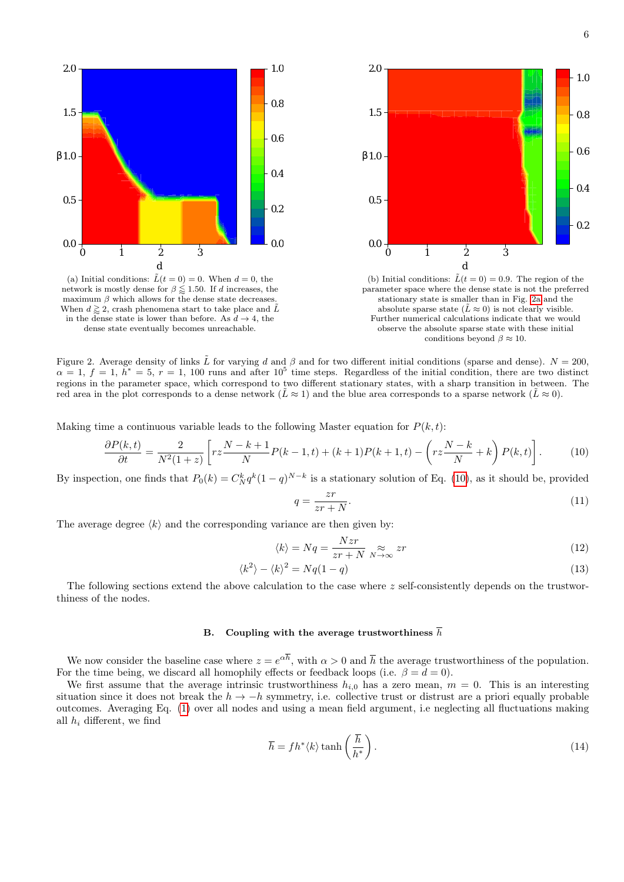(a) Initial conditions: $\tilde{L}(t=0)=0$. When $d=0$, the network is mostly dense for $\beta \lessapprox 1.50$. If $d$ increases, the maximum $\beta$ which allows for the dense state decreases. When $d \gtrapprox 2$, crash phenomena start to take place and $\tilde{L}$ in the dense state is lower than before. As $d \to 4$, the dense state eventually becomes unreachable.

(b) Initial conditions: $\tilde{L}(t=0)=0.9$. The region of the parameter space where the dense state is not the preferred stationary state is smaller than in Fig. 2a and the absolute sparse state ($\tilde{L} \approx 0$) is not clearly visible. Further numerical calculations indicate that we would observe the absolute sparse state with these initial conditions beyond $\beta \approx 10$.

Figure 2. Average density of links $\tilde{L}$ for varying $d$ and $\beta$ and for two different initial conditions (sparse and dense). $N=200$, $\alpha=1$, $f=1$, $h^*=5$, $r=1$, 100 runs and after $10^5$ time steps. Regardless of the initial condition, there are two distinct regions in the parameter space, which correspond to two different stationary states, with a sharp transition in between. The red area in the plot corresponds to a dense network ($\tilde{L} \approx 1$) and the blue area corresponds to a sparse network ($\tilde{L} \approx 0$).

Making time a continuous variable leads to the following Master equation for $P(k,t)$:

$$\frac{\partial P(k,t)}{\partial t} = \frac{2}{N^2(1+z)}\left[rz\frac{N-k+1}{N}P(k-1,t) + (k+1)P(k+1,t) - \left(rz\frac{N-k}{N}+k\right)P(k,t)\right]. \tag{10}$$

By inspection, one finds that $P_0(k) = C_N^k q^k (1-q)^{N-k}$ is a stationary solution of Eq. (10), as it should be, provided

$$q = \frac{zr}{zr+N}. \tag{11}$$

The average degree $\langle k\rangle$ and the corresponding variance are then given by:

$$\langle k\rangle = Nq = \frac{Nzr}{zr+N} \underset{N\to\infty}{\approx} zr \tag{12}$$

$$\langle k^2\rangle - \langle k\rangle^2 = Nq(1-q) \tag{13}$$

The following sections extend the above calculation to the case where $z$ self-consistently depends on the trustworthiness of the nodes.

### B. Coupling with the average trustworthiness $\overline{h}$

We now consider the baseline case where $z = e^{\alpha\overline{h}}$, with $\alpha > 0$ and $\overline{h}$ the average trustworthiness of the population. For the time being, we discard all homophily effects or feedback loops (i.e. $\beta = d = 0$).

We first assume that the average intrinsic trustworthiness $h_{i,0}$ has a zero mean, $m=0$. This is an interesting situation since it does not break the $h \to -h$ symmetry, i.e. collective trust or distrust are a priori equally probable outcomes. Averaging Eq. (1) over all nodes and using a mean field argument, i.e neglecting all fluctuations making all $h_i$ different, we find

$$\overline{h} = f h^* \langle k\rangle \tanh\left(\frac{\overline{h}}{h^*}\right). \tag{14}$$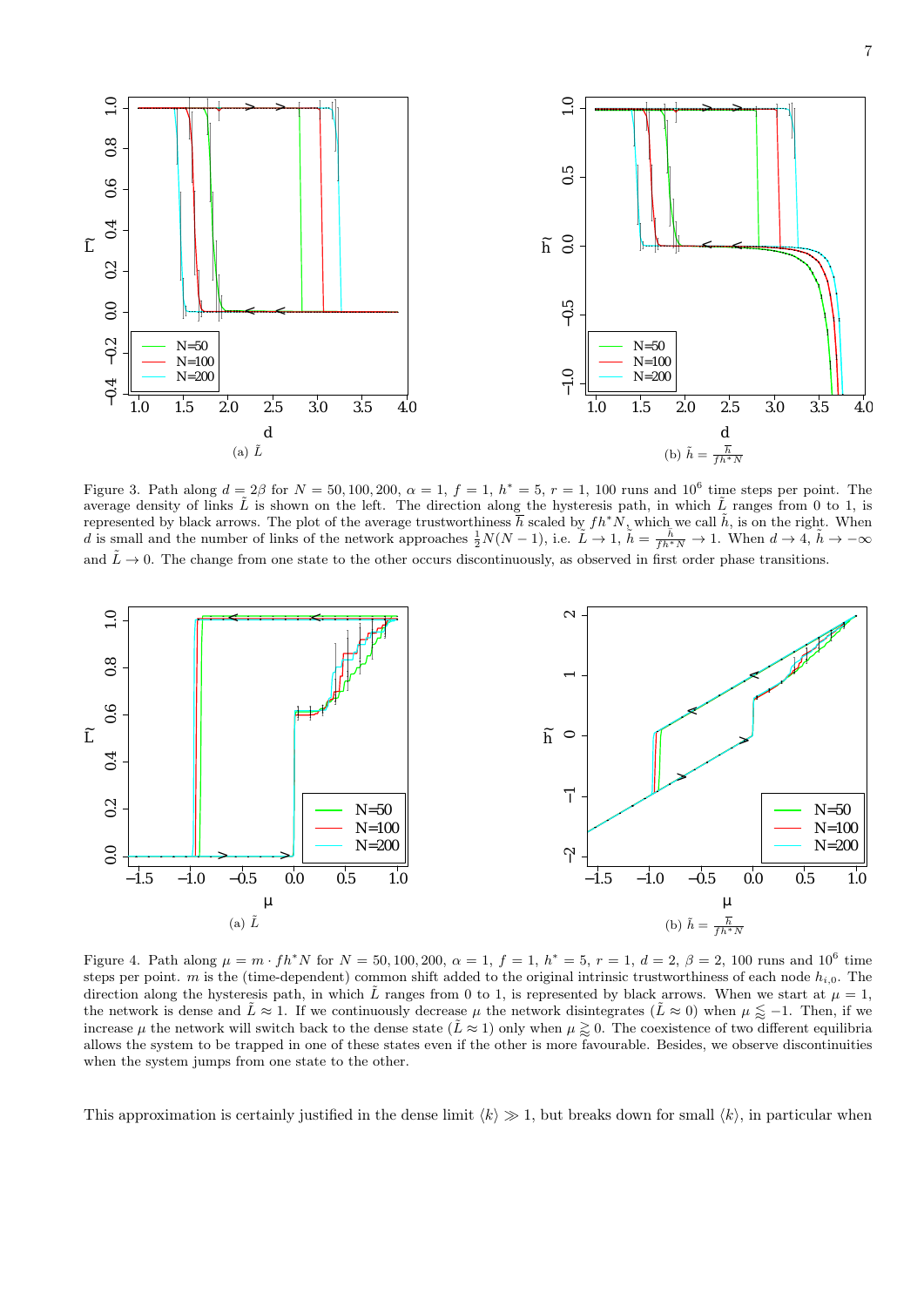(a) $\tilde{L}$

(b) $\tilde{h} = \frac{\overline{h}}{fh^* N}$

Figure 3. Path along $d = 2\beta$ for $N = 50, 100, 200$, $\alpha = 1$, $f = 1$, $h^* = 5$, $r = 1$, 100 runs and $10^6$ time steps per point. The average density of links $\tilde{L}$ is shown on the left. The direction along the hysteresis path, in which $\tilde{L}$ ranges from 0 to 1, is represented by black arrows. The plot of the average trustworthiness $\overline{h}$ scaled by $fh^* N$, which we call $\tilde{h}$, is on the right. When $d$ is small and the number of links of the network approaches $\frac{1}{2}N(N-1)$, i.e. $\tilde{L} \to 1$, $\tilde{h} = \frac{\overline{h}}{fh^* N} \to 1$. When $d \to 4$, $\tilde{h} \to -\infty$ and $\tilde{L} \to 0$. The change from one state to the other occurs discontinuously, as observed in first order phase transitions.

(a) $\tilde{L}$

(b) $\tilde{h} = \frac{\overline{h}}{fh^* N}$

Figure 4. Path along $\mu = m \cdot fh^* N$ for $N = 50, 100, 200$, $\alpha = 1$, $f = 1$, $h^* = 5$, $r = 1$, $d = 2$, $\beta = 2$, 100 runs and $10^6$ time steps per point. $m$ is the (time-dependent) common shift added to the original intrinsic trustworthiness of each node $h_{i,0}$. The direction along the hysteresis path, in which $\tilde{L}$ ranges from 0 to 1, is represented by black arrows. When we start at $\mu = 1$, the network is dense and $\tilde{L} \approx 1$. If we continuously decrease $\mu$ the network disintegrates ($\tilde{L} \approx 0$) when $\mu \lessapprox -1$. Then, if we increase $\mu$ the network will switch back to the dense state ($\tilde{L} \approx 1$) only when $\mu \gtrapprox 0$. The coexistence of two different equilibria allows the system to be trapped in one of these states even if the other is more favourable. Besides, we observe discontinuities when the system jumps from one state to the other.

This approximation is certainly justified in the dense limit $\langle k \rangle \gg 1$, but breaks down for small $\langle k \rangle$, in particular when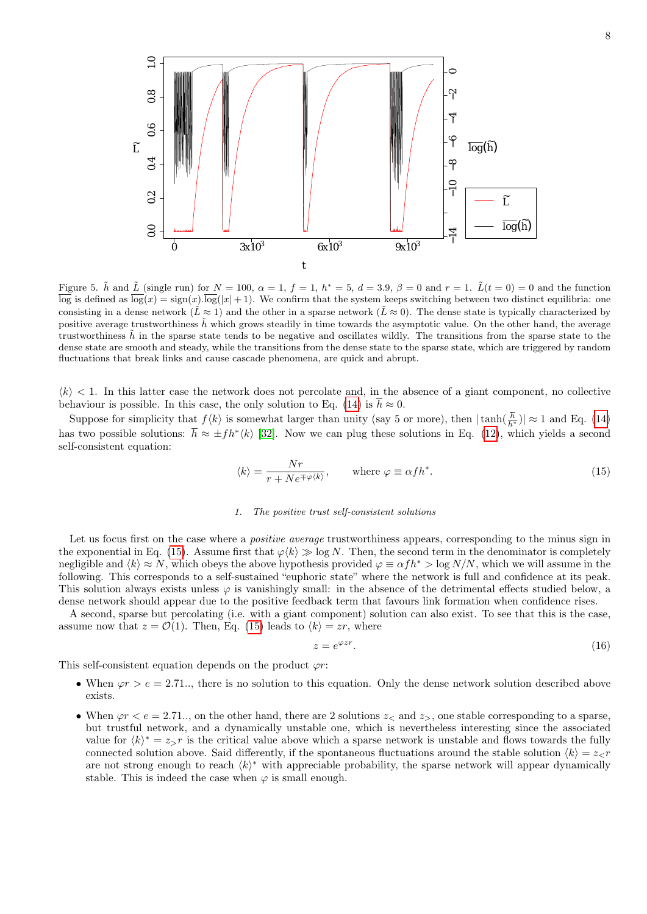Figure 5. $\tilde{h}$ and $\tilde{L}$ (single run) for $N = 100$, $\alpha = 1$, $f = 1$, $h^* = 5$, $d = 3.9$, $\beta = 0$ and $r = 1$. $\tilde{L}(t = 0) = 0$ and the function $\overline{\log}$ is defined as $\overline{\log}(x) = \text{sign}(x).\overline{\log}(|x| + 1)$. We confirm that the system keeps switching between two distinct equilibria: one consisting in a dense network ($\tilde{L} \approx 1$) and the other in a sparse network ($\tilde{L} \approx 0$). The dense state is typically characterized by positive average trustworthiness $\tilde{h}$ which grows steadily in time towards the asymptotic value. On the other hand, the average trustworthiness $\tilde{h}$ in the sparse state tends to be negative and oscillates wildly. The transitions from the sparse state to the dense state are smooth and steady, while the transitions from the dense state to the sparse state, which are triggered by random fluctuations that break links and cause cascade phenomena, are quick and abrupt.

$\langle k \rangle < 1$. In this latter case the network does not percolate and, in the absence of a giant component, no collective behaviour is possible. In this case, the only solution to Eq. (14) is $\overline{h} \approx 0$.

Suppose for simplicity that $f\langle k \rangle$ is somewhat larger than unity (say 5 or more), then $|\tanh(\frac{\overline{h}}{h^*})| \approx 1$ and Eq. (14) has two possible solutions: $\overline{h} \approx \pm f h^* \langle k \rangle$ [32]. Now we can plug these solutions in Eq. (12), which yields a second self-consistent equation:

$$\langle k \rangle = \frac{Nr}{r + Ne^{\mp \varphi \langle k \rangle}}, \qquad \text{where } \varphi \equiv \alpha f h^*. \tag{15}$$

### 1. The positive trust self-consistent solutions

Let us focus first on the case where a *positive average* trustworthiness appears, corresponding to the minus sign in the exponential in Eq. (15). Assume first that $\varphi\langle k \rangle \gg \log N$. Then, the second term in the denominator is completely negligible and $\langle k \rangle \approx N$, which obeys the above hypothesis provided $\varphi \equiv \alpha f h^* > \log N/N$, which we will assume in the following. This corresponds to a self-sustained "euphoric state" where the network is full and confidence at its peak. This solution always exists unless $\varphi$ is vanishingly small: in the absence of the detrimental effects studied below, a dense network should appear due to the positive feedback term that favours link formation when confidence rises.

A second, sparse but percolating (i.e. with a giant component) solution can also exist. To see that this is the case, assume now that $z = \mathcal{O}(1)$. Then, Eq. (15) leads to $\langle k \rangle = zr$, where

$$z = e^{\varphi z r}. \tag{16}$$

This self-consistent equation depends on the product $\varphi r$:

- When $\varphi r > e = 2.71..$, there is no solution to this equation. Only the dense network solution described above exists.
- When $\varphi r < e = 2.71..$, on the other hand, there are 2 solutions $z_<$ and $z_>$, one stable corresponding to a sparse, but trustful network, and a dynamically unstable one, which is nevertheless interesting since the associated value for $\langle k \rangle^* = z_> r$ is the critical value above which a sparse network is unstable and flows towards the fully connected solution above. Said differently, if the spontaneous fluctuations around the stable solution $\langle k \rangle = z_< r$ are not strong enough to reach $\langle k \rangle^*$ with appreciable probability, the sparse network will appear dynamically stable. This is indeed the case when $\varphi$ is small enough.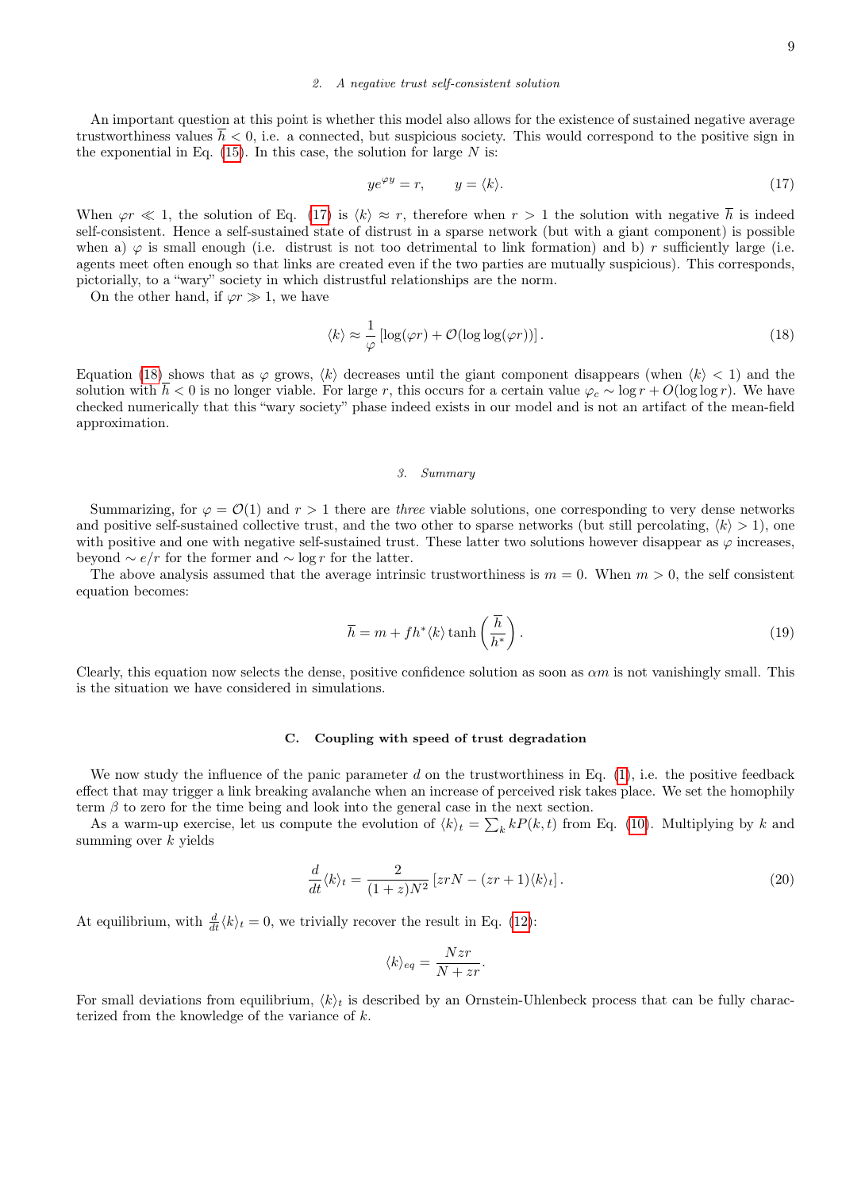#### 2. A negative trust self-consistent solution

An important question at this point is whether this model also allows for the existence of sustained negative average trustworthiness values $\overline{h} < 0$, i.e. a connected, but suspicious society. This would correspond to the positive sign in the exponential in Eq. (15). In this case, the solution for large $N$ is:

$$y e^{\varphi y} = r, \qquad y = \langle k \rangle. \tag{17}$$

When $\varphi r \ll 1$, the solution of Eq. (17) is $\langle k \rangle \approx r$, therefore when $r > 1$ the solution with negative $\overline{h}$ is indeed self-consistent. Hence a self-sustained state of distrust in a sparse network (but with a giant component) is possible when a) $\varphi$ is small enough (i.e. distrust is not too detrimental to link formation) and b) $r$ sufficiently large (i.e. agents meet often enough so that links are created even if the two parties are mutually suspicious). This corresponds, pictorially, to a "wary" society in which distrustful relationships are the norm.

On the other hand, if $\varphi r \gg 1$, we have

$$\langle k \rangle \approx \frac{1}{\varphi} \left[ \log(\varphi r) + \mathcal{O}(\log\log(\varphi r)) \right]. \tag{18}$$

Equation (18) shows that as $\varphi$ grows, $\langle k \rangle$ decreases until the giant component disappears (when $\langle k \rangle < 1$) and the solution with $\overline{h} < 0$ is no longer viable. For large $r$, this occurs for a certain value $\varphi_c \sim \log r + O(\log\log r)$. We have checked numerically that this "wary society" phase indeed exists in our model and is not an artifact of the mean-field approximation.

#### 3. Summary

Summarizing, for $\varphi = \mathcal{O}(1)$ and $r > 1$ there are *three* viable solutions, one corresponding to very dense networks and positive self-sustained collective trust, and the two other to sparse networks (but still percolating, $\langle k \rangle > 1$), one with positive and one with negative self-sustained trust. These latter two solutions however disappear as $\varphi$ increases, beyond $\sim e/r$ for the former and $\sim \log r$ for the latter.

The above analysis assumed that the average intrinsic trustworthiness is $m = 0$. When $m > 0$, the self consistent equation becomes:

$$\overline{h} = m + f h^* \langle k \rangle \tanh\left(\frac{\overline{h}}{h^*}\right). \tag{19}$$

Clearly, this equation now selects the dense, positive confidence solution as soon as $\alpha m$ is not vanishingly small. This is the situation we have considered in simulations.

### C. Coupling with speed of trust degradation

We now study the influence of the panic parameter $d$ on the trustworthiness in Eq. (1), i.e. the positive feedback effect that may trigger a link breaking avalanche when an increase of perceived risk takes place. We set the homophily term $\beta$ to zero for the time being and look into the general case in the next section.

As a warm-up exercise, let us compute the evolution of $\langle k \rangle_t = \sum_k k P(k,t)$ from Eq. (10). Multiplying by $k$ and summing over $k$ yields

$$\frac{d}{dt}\langle k \rangle_t = \frac{2}{(1+z)N^2} \left[ zrN - (zr+1)\langle k \rangle_t \right]. \tag{20}$$

At equilibrium, with $\frac{d}{dt}\langle k \rangle_t = 0$, we trivially recover the result in Eq. (12):

$$\langle k \rangle_{eq} = \frac{Nzr}{N + zr}.$$

For small deviations from equilibrium, $\langle k \rangle_t$ is described by an Ornstein-Uhlenbeck process that can be fully characterized from the knowledge of the variance of $k$.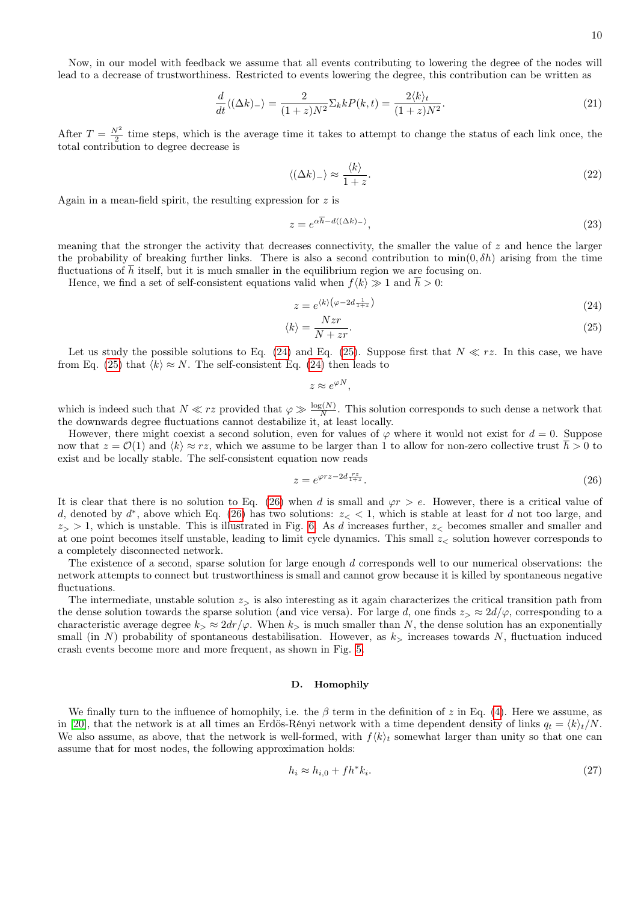Now, in our model with feedback we assume that all events contributing to lowering the degree of the nodes will lead to a decrease of trustworthiness. Restricted to events lowering the degree, this contribution can be written as

$$\frac{d}{dt}\langle(\Delta k)_{-}\rangle = \frac{2}{(1+z)N^2}\Sigma_k kP(k,t) = \frac{2\langle k\rangle_t}{(1+z)N^2}. \tag{21}$$

After $T = \frac{N^2}{2}$ time steps, which is the average time it takes to attempt to change the status of each link once, the total contribution to degree decrease is

$$\langle(\Delta k)_{-}\rangle \approx \frac{\langle k\rangle}{1+z}. \tag{22}$$

Again in a mean-field spirit, the resulting expression for $z$ is

$$z = e^{\alpha\overline{h} - d\langle(\Delta k)_{-}\rangle}, \tag{23}$$

meaning that the stronger the activity that decreases connectivity, the smaller the value of $z$ and hence the larger the probability of breaking further links. There is also a second contribution to $\min(0, \delta h)$ arising from the time fluctuations of $\overline{h}$ itself, but it is much smaller in the equilibrium region we are focusing on.

Hence, we find a set of self-consistent equations valid when $f\langle k\rangle \gg 1$ and $\overline{h} > 0$:

$$z = e^{\langle k\rangle\left(\varphi - 2d\frac{1}{1+z}\right)} \tag{24}$$

$$\langle k\rangle = \frac{Nzr}{N+zr}. \tag{25}$$

Let us study the possible solutions to Eq. (24) and Eq. (25). Suppose first that $N \ll rz$. In this case, we have from Eq. (25) that $\langle k\rangle \approx N$. The self-consistent Eq. (24) then leads to

$$z \approx e^{\varphi N},$$

which is indeed such that $N \ll rz$ provided that $\varphi \gg \frac{\log(N)}{N}$. This solution corresponds to such dense a network that the downwards degree fluctuations cannot destabilize it, at least locally.

However, there might coexist a second solution, even for values of $\varphi$ where it would not exist for $d = 0$. Suppose now that $z = \mathcal{O}(1)$ and $\langle k\rangle \approx rz$, which we assume to be larger than 1 to allow for non-zero collective trust $\overline{h} > 0$ to exist and be locally stable. The self-consistent equation now reads

$$z = e^{\varphi rz - 2d\frac{rz}{1+z}}. \tag{26}$$

It is clear that there is no solution to Eq. (26) when $d$ is small and $\varphi r > e$. However, there is a critical value of $d$, denoted by $d^*$, above which Eq. (26) has two solutions: $z_< < 1$, which is stable at least for $d$ not too large, and $z_> > 1$, which is unstable. This is illustrated in Fig. 6. As $d$ increases further, $z_<$ becomes smaller and smaller and at one point becomes itself unstable, leading to limit cycle dynamics. This small $z_<$ solution however corresponds to a completely disconnected network.

The existence of a second, sparse solution for large enough $d$ corresponds well to our numerical observations: the network attempts to connect but trustworthiness is small and cannot grow because it is killed by spontaneous negative fluctuations.

The intermediate, unstable solution $z_>$ is also interesting as it again characterizes the critical transition path from the dense solution towards the sparse solution (and vice versa). For large $d$, one finds $z_> \approx 2d/\varphi$, corresponding to a characteristic average degree $k_> \approx 2dr/\varphi$. When $k_>$ is much smaller than $N$, the dense solution has an exponentially small (in $N$) probability of spontaneous destabilisation. However, as $k_>$ increases towards $N$, fluctuation induced crash events become more and more frequent, as shown in Fig. 5.

### D. Homophily

We finally turn to the influence of homophily, i.e. the $\beta$ term in the definition of $z$ in Eq. (4). Here we assume, as in [20], that the network is at all times an Erdös-Rényi network with a time dependent density of links $q_t = \langle k\rangle_t/N$. We also assume, as above, that the network is well-formed, with $f\langle k\rangle_t$ somewhat larger than unity so that one can assume that for most nodes, the following approximation holds:

$$h_i \approx h_{i,0} + fh^* k_i. \tag{27}$$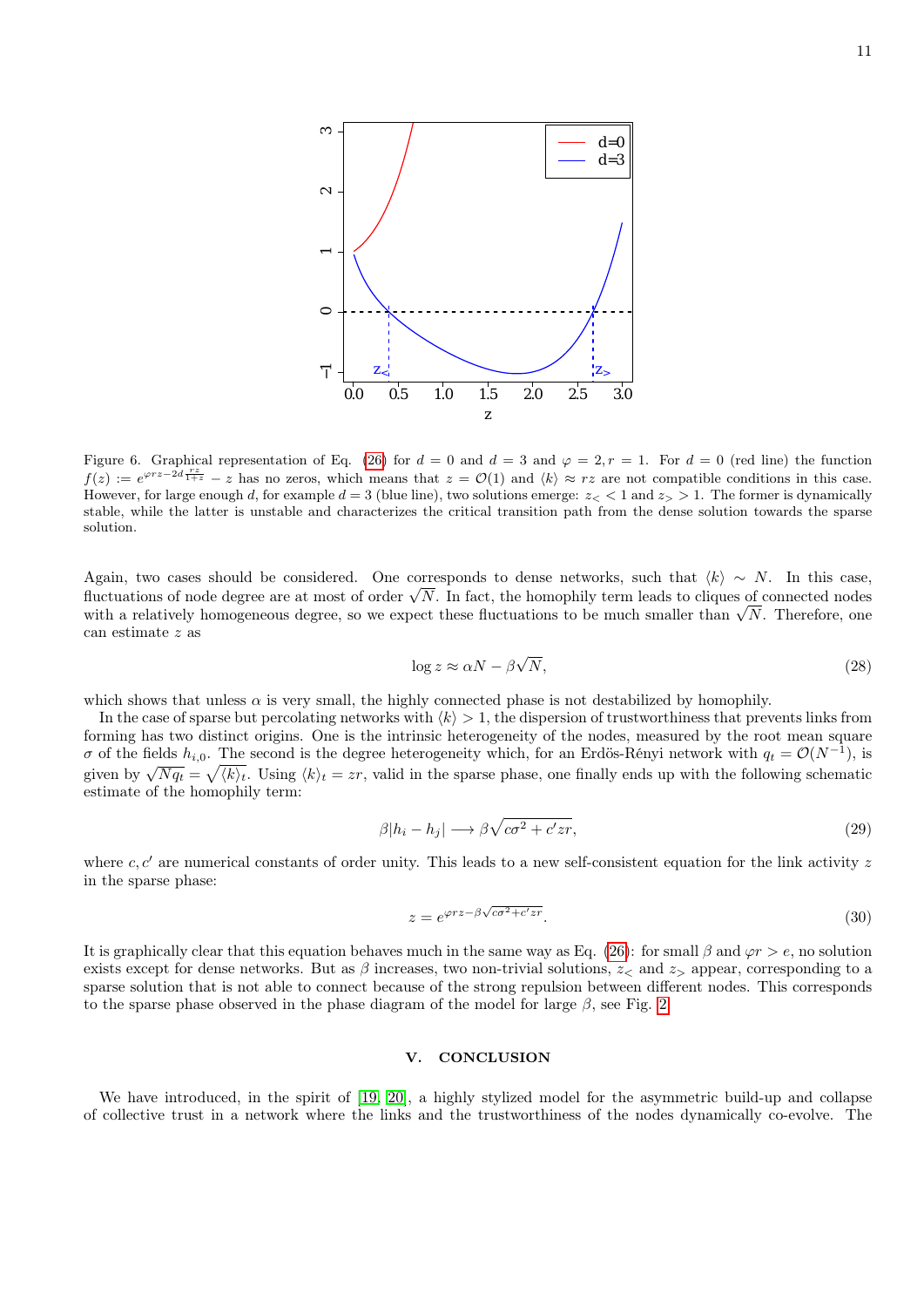Figure 6. Graphical representation of Eq. (26) for $d = 0$ and $d = 3$ and $\varphi = 2, r = 1$. For $d = 0$ (red line) the function $f(z) := e^{\varphi r z - 2d\frac{rz}{1+z}} - z$ has no zeros, which means that $z = \mathcal{O}(1)$ and $\langle k \rangle \approx rz$ are not compatible conditions in this case. However, for large enough $d$, for example $d = 3$ (blue line), two solutions emerge: $z_< < 1$ and $z_> > 1$. The former is dynamically stable, while the latter is unstable and characterizes the critical transition path from the dense solution towards the sparse solution.

Again, two cases should be considered. One corresponds to dense networks, such that $\langle k \rangle \sim N$. In this case, fluctuations of node degree are at most of order $\sqrt{N}$. In fact, the homophily term leads to cliques of connected nodes with a relatively homogeneous degree, so we expect these fluctuations to be much smaller than $\sqrt{N}$. Therefore, one can estimate $z$ as

$$\log z \approx \alpha N - \beta\sqrt{N}, \tag{28}$$

which shows that unless $\alpha$ is very small, the highly connected phase is not destabilized by homophily.

In the case of sparse but percolating networks with $\langle k \rangle > 1$, the dispersion of trustworthiness that prevents links from forming has two distinct origins. One is the intrinsic heterogeneity of the nodes, measured by the root mean square $\sigma$ of the fields $h_{i,0}$. The second is the degree heterogeneity which, for an Erdös-Rényi network with $q_t = \mathcal{O}(N^{-1})$, is given by $\sqrt{Nq_t} = \sqrt{\langle k \rangle_t}$. Using $\langle k \rangle_t = zr$, valid in the sparse phase, one finally ends up with the following schematic estimate of the homophily term:

$$\beta|h_i - h_j| \longrightarrow \beta\sqrt{c\sigma^2 + c'zr}, \tag{29}$$

where $c, c'$ are numerical constants of order unity. This leads to a new self-consistent equation for the link activity $z$ in the sparse phase:

$$z = e^{\varphi r z - \beta\sqrt{c\sigma^2 + c'zr}}. \tag{30}$$

It is graphically clear that this equation behaves much in the same way as Eq. (26): for small $\beta$ and $\varphi r > e$, no solution exists except for dense networks. But as $\beta$ increases, two non-trivial solutions, $z_<$ and $z_>$ appear, corresponding to a sparse solution that is not able to connect because of the strong repulsion between different nodes. This corresponds to the sparse phase observed in the phase diagram of the model for large $\beta$, see Fig. 2.

## V. CONCLUSION

We have introduced, in the spirit of [19, 20], a highly stylized model for the asymmetric build-up and collapse of collective trust in a network where the links and the trustworthiness of the nodes dynamically co-evolve. The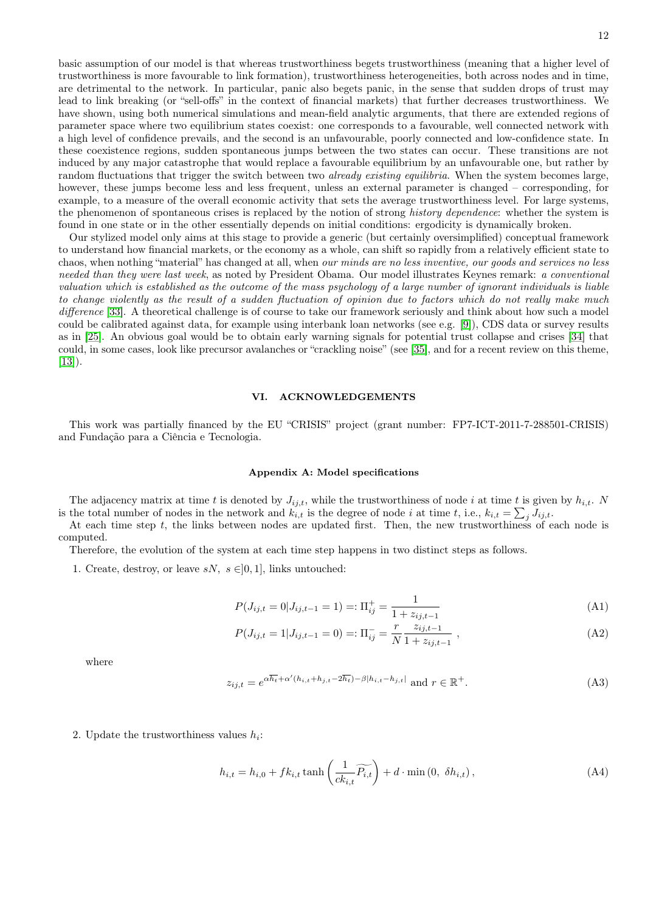basic assumption of our model is that whereas trustworthiness begets trustworthiness (meaning that a higher level of trustworthiness is more favourable to link formation), trustworthiness heterogeneities, both across nodes and in time, are detrimental to the network. In particular, panic also begets panic, in the sense that sudden drops of trust may lead to link breaking (or "sell-offs" in the context of financial markets) that further decreases trustworthiness. We have shown, using both numerical simulations and mean-field analytic arguments, that there are extended regions of parameter space where two equilibrium states coexist: one corresponds to a favourable, well connected network with a high level of confidence prevails, and the second is an unfavourable, poorly connected and low-confidence state. In these coexistence regions, sudden spontaneous jumps between the two states can occur. These transitions are not induced by any major catastrophe that would replace a favourable equilibrium by an unfavourable one, but rather by random fluctuations that trigger the switch between two *already existing equilibria*. When the system becomes large, however, these jumps become less and less frequent, unless an external parameter is changed – corresponding, for example, to a measure of the overall economic activity that sets the average trustworthiness level. For large systems, the phenomenon of spontaneous crises is replaced by the notion of strong *history dependence*: whether the system is found in one state or in the other essentially depends on initial conditions: ergodicity is dynamically broken.

Our stylized model only aims at this stage to provide a generic (but certainly oversimplified) conceptual framework to understand how financial markets, or the economy as a whole, can shift so rapidly from a relatively efficient state to chaos, when nothing "material" has changed at all, when *our minds are no less inventive, our goods and services no less needed than they were last week*, as noted by President Obama. Our model illustrates Keynes remark: *a conventional valuation which is established as the outcome of the mass psychology of a large number of ignorant individuals is liable to change violently as the result of a sudden fluctuation of opinion due to factors which do not really make much difference* [33]. A theoretical challenge is of course to take our framework seriously and think about how such a model could be calibrated against data, for example using interbank loan networks (see e.g. [9]), CDS data or survey results as in [25]. An obvious goal would be to obtain early warning signals for potential trust collapse and crises [34] that could, in some cases, look like precursor avalanches or "crackling noise" (see [35], and for a recent review on this theme, [13]).

## VI. ACKNOWLEDGEMENTS

This work was partially financed by the EU "CRISIS" project (grant number: FP7-ICT-2011-7-288501-CRISIS) and Fundação para a Ciência e Tecnologia.

### Appendix A: Model specifications

The adjacency matrix at time $t$ is denoted by $J_{ij,t}$, while the trustworthiness of node $i$ at time $t$ is given by $h_{i,t}$. $N$ is the total number of nodes in the network and $k_{i,t}$ is the degree of node $i$ at time $t$, i.e., $k_{i,t} = \sum_j J_{ij,t}$.

At each time step $t$, the links between nodes are updated first. Then, the new trustworthiness of each node is computed.

Therefore, the evolution of the system at each time step happens in two distinct steps as follows.

1. Create, destroy, or leave $sN$, $s \in ]0,1]$, links untouched:

$$P(J_{ij,t} = 0 | J_{ij,t-1} = 1) =: \Pi^+_{ij} = \frac{1}{1 + z_{ij,t-1}} \tag{A1}$$

$$P(J_{ij,t} = 1 | J_{ij,t-1} = 0) =: \Pi^-_{ij} = \frac{r}{N} \frac{z_{ij,t-1}}{1 + z_{ij,t-1}}\ , \tag{A2}$$

where

$$z_{ij,t} = e^{\alpha \overline{h_t} + \alpha'(h_{i,t} + h_{j,t} - 2\overline{h_t}) - \beta |h_{i,t} - h_{j,t}|} \text{ and } r \in \mathbb{R}^+. \tag{A3}$$

2. Update the trustworthiness values $h_i$:

$$h_{i,t} = h_{i,0} + f k_{i,t} \tanh\left(\frac{1}{c k_{i,t}} \widetilde{P_{i,t}}\right) + d \cdot \min\left(0,\ \delta h_{i,t}\right), \tag{A4}$$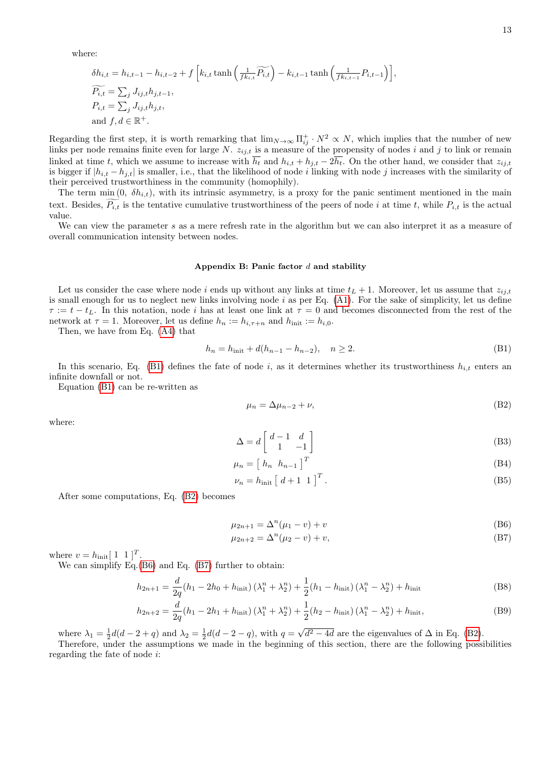where:

$$\delta h_{i,t} = h_{i,t-1} - h_{i,t-2} + f\left[k_{i,t}\tanh\left(\tfrac{1}{fk_{i,t}}\widetilde{P_{i,t}}\right) - k_{i,t-1}\tanh\left(\tfrac{1}{fk_{i,t-1}}P_{i,t-1}\right)\right],$$

$$\widetilde{P_{i,t}} = \textstyle\sum_j J_{ij,t}h_{j,t-1},$$

$$P_{i,t} = \textstyle\sum_j J_{ij,t}h_{j,t},$$

and $f, d \in \mathbb{R}^+$.

Regarding the first step, it is worth remarking that $\lim_{N\to\infty}\Pi^+_{ij}\cdot N^2 \propto N$, which implies that the number of new links per node remains finite even for large $N$. $z_{ij,t}$ is a measure of the propensity of nodes $i$ and $j$ to link or remain linked at time $t$, which we assume to increase with $\overline{h_t}$ and $h_{i,t} + h_{j,t} - 2\overline{h_t}$. On the other hand, we consider that $z_{ij,t}$ is bigger if $|h_{i,t} - h_{j,t}|$ is smaller, i.e., that the likelihood of node $i$ linking with node $j$ increases with the similarity of their perceived trustworthiness in the community (homophily).

The term $\min(0,\ \delta h_{i,t})$, with its intrinsic asymmetry, is a proxy for the panic sentiment mentioned in the main text. Besides, $\widetilde{P_{i,t}}$ is the tentative cumulative trustworthiness of the peers of node $i$ at time $t$, while $P_{i,t}$ is the actual value.

We can view the parameter $s$ as a mere refresh rate in the algorithm but we can also interpret it as a measure of overall communication intensity between nodes.

## Appendix B: Panic factor $d$ and stability

Let us consider the case where node $i$ ends up without any links at time $t_L + 1$. Moreover, let us assume that $z_{ij,t}$ is small enough for us to neglect new links involving node $i$ as per Eq. (A1). For the sake of simplicity, let us define $\tau := t - t_L$. In this notation, node $i$ has at least one link at $\tau = 0$ and becomes disconnected from the rest of the network at $\tau = 1$. Moreover, let us define $h_n := h_{i,\tau+n}$ and $h_{\text{init}} := h_{i,0}$.

Then, we have from Eq. (A4) that

$$h_n = h_{\text{init}} + d(h_{n-1} - h_{n-2}), \quad n \geq 2. \tag{B1}$$

In this scenario, Eq. (B1) defines the fate of node $i$, as it determines whether its trustworthiness $h_{i,t}$ enters an infinite downfall or not.

Equation (B1) can be re-written as

$$\mu_n = \Delta\mu_{n-2} + \nu, \tag{B2}$$

where:

$$\Delta = d\begin{bmatrix} d-1 & d \\ 1 & -1 \end{bmatrix} \tag{B3}$$

$$\mu_n = \begin{bmatrix} h_n & h_{n-1} \end{bmatrix}^T \tag{B4}$$

$$\nu_n = h_{\text{init}}\begin{bmatrix} d+1 & 1 \end{bmatrix}^T. \tag{B5}$$

After some computations, Eq. (B2) becomes

$$\mu_{2n+1} = \Delta^n(\mu_1 - v) + v \tag{B6}$$

$$\mu_{2n+2} = \Delta^n(\mu_2 - v) + v, \tag{B7}$$

where $v = h_{\text{init}}[\,1\ \ 1\,]^T$.

We can simplify Eq.(B6) and Eq. (B7) further to obtain:

$$h_{2n+1} = \frac{d}{2q}(h_1 - 2h_0 + h_{\text{init}})\left(\lambda_1^n + \lambda_2^n\right) + \frac{1}{2}(h_1 - h_{\text{init}})\left(\lambda_1^n - \lambda_2^n\right) + h_{\text{init}} \tag{B8}$$

$$h_{2n+2} = \frac{d}{2q}(h_1 - 2h_1 + h_{\text{init}})\left(\lambda_1^n + \lambda_2^n\right) + \frac{1}{2}(h_2 - h_{\text{init}})\left(\lambda_1^n - \lambda_2^n\right) + h_{\text{init}}, \tag{B9}$$

where $\lambda_1 = \frac{1}{2}d(d-2+q)$ and $\lambda_2 = \frac{1}{2}d(d-2-q)$, with $q = \sqrt{d^2 - 4d}$ are the eigenvalues of $\Delta$ in Eq. (B2).

Therefore, under the assumptions we made in the beginning of this section, there are the following possibilities regarding the fate of node $i$: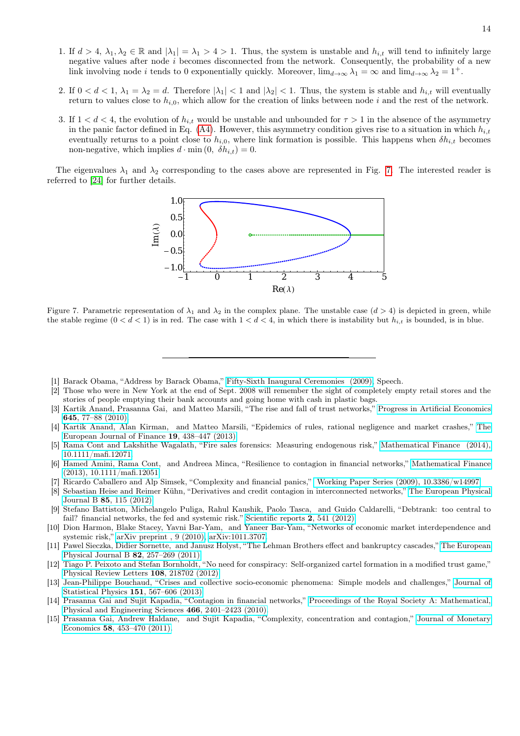1. If $d > 4$, $\lambda_1, \lambda_2 \in \mathbb{R}$ and $|\lambda_1| = \lambda_1 > 4 > 1$. Thus, the system is unstable and $h_{i,t}$ will tend to infinitely large negative values after node $i$ becomes disconnected from the network. Consequently, the probability of a new link involving node $i$ tends to 0 exponentially quickly. Moreover, $\lim_{d\to\infty} \lambda_1 = \infty$ and $\lim_{d\to\infty} \lambda_2 = 1^+$.

2. If $0 < d < 1$, $\lambda_1 = \lambda_2 = d$. Therefore $|\lambda_1| < 1$ and $|\lambda_2| < 1$. Thus, the system is stable and $h_{i,t}$ will eventually return to values close to $h_{i,0}$, which allow for the creation of links between node $i$ and the rest of the network.

3. If $1 < d < 4$, the evolution of $h_{i,t}$ would be unstable and unbounded for $\tau > 1$ in the absence of the asymmetry in the panic factor defined in Eq. (A4). However, this asymmetry condition gives rise to a situation in which $h_{i,t}$ eventually returns to a point close to $h_{i,0}$, where link formation is possible. This happens when $\delta h_{i,t}$ becomes non-negative, which implies $d \cdot \min(0,\ \delta h_{i,t}) = 0$.

The eigenvalues $\lambda_1$ and $\lambda_2$ corresponding to the cases above are represented in Fig. 7. The interested reader is referred to [24] for further details.

Figure 7. Parametric representation of $\lambda_1$ and $\lambda_2$ in the complex plane. The unstable case ($d > 4$) is depicted in green, while the stable regime ($0 < d < 1$) is in red. The case with $1 < d < 4$, in which there is instability but $h_{i,t}$ is bounded, is in blue.

---

[1] Barack Obama, "Address by Barack Obama," Fifty-Sixth Inaugural Ceremonies (2009), Speech.

[2] Those who were in New York at the end of Sept. 2008 will remember the sight of completely empty retail stores and the stories of people emptying their bank accounts and going home with cash in plastic bags.

[3] Kartik Anand, Prasanna Gai, and Matteo Marsili, "The rise and fall of trust networks," Progress in Artificial Economics **645**, 77–88 (2010).

[4] Kartik Anand, Alan Kirman, and Matteo Marsili, "Epidemics of rules, rational negligence and market crashes," The European Journal of Finance **19**, 438–447 (2013).

[5] Rama Cont and Lakshithe Wagalath, "Fire sales forensics: Measuring endogenous risk," Mathematical Finance (2014), 10.1111/mafi.12071.

[6] Hamed Amini, Rama Cont, and Andreea Minca, "Resilience to contagion in financial networks," Mathematical Finance (2013), 10.1111/mafi.12051.

[7] Ricardo Caballero and Alp Simsek, "Complexity and financial panics," Working Paper Series (2009), 10.3386/w14997.

[8] Sebastian Heise and Reimer Kühn, "Derivatives and credit contagion in interconnected networks," The European Physical Journal B **85**, 115 (2012).

[9] Stefano Battiston, Michelangelo Puliga, Rahul Kaushik, Paolo Tasca, and Guido Caldarelli, "Debtrank: too central to fail? financial networks, the fed and systemic risk." Scientific reports **2**, 541 (2012).

[10] Dion Harmon, Blake Stacey, Yavni Bar-Yam, and Yaneer Bar-Yam, "Networks of economic market interdependence and systemic risk," arXiv preprint , 9 (2010), arXiv:1011.3707.

[11] Pawel Sieczka, Didier Sornette, and Janusz Holyst, "The Lehman Brothers effect and bankruptcy cascades," The European Physical Journal B **82**, 257–269 (2011).

[12] Tiago P. Peixoto and Stefan Bornholdt, "No need for conspiracy: Self-organized cartel formation in a modified trust game," Physical Review Letters **108**, 218702 (2012).

[13] Jean-Philippe Bouchaud, "Crises and collective socio-economic phenomena: Simple models and challenges," Journal of Statistical Physics **151**, 567–606 (2013).

[14] Prasanna Gai and Sujit Kapadia, "Contagion in financial networks," Proceedings of the Royal Society A: Mathematical, Physical and Engineering Sciences **466**, 2401–2423 (2010).

[15] Prasanna Gai, Andrew Haldane, and Sujit Kapadia, "Complexity, concentration and contagion," Journal of Monetary Economics **58**, 453–470 (2011).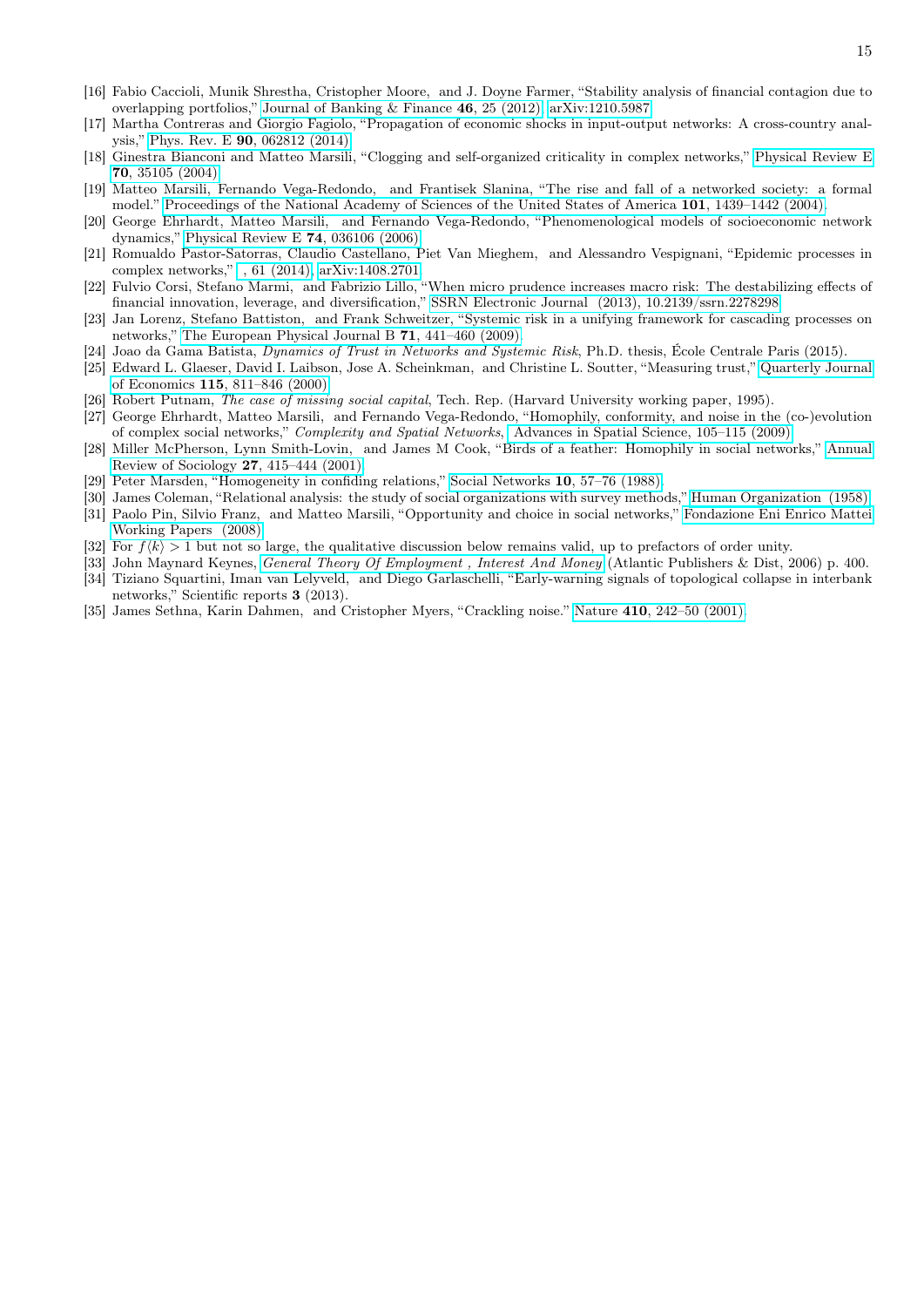[16] Fabio Caccioli, Munik Shrestha, Cristopher Moore, and J. Doyne Farmer, "Stability analysis of financial contagion due to overlapping portfolios," Journal of Banking & Finance **46**, 25 (2012), arXiv:1210.5987.

[17] Martha Contreras and Giorgio Fagiolo, "Propagation of economic shocks in input-output networks: A cross-country analysis," Phys. Rev. E **90**, 062812 (2014).

[18] Ginestra Bianconi and Matteo Marsili, "Clogging and self-organized criticality in complex networks," Physical Review E **70**, 35105 (2004).

[19] Matteo Marsili, Fernando Vega-Redondo, and Frantisek Slanina, "The rise and fall of a networked society: a formal model." Proceedings of the National Academy of Sciences of the United States of America **101**, 1439–1442 (2004).

[20] George Ehrhardt, Matteo Marsili, and Fernando Vega-Redondo, "Phenomenological models of socioeconomic network dynamics," Physical Review E **74**, 036106 (2006).

[21] Romualdo Pastor-Satorras, Claudio Castellano, Piet Van Mieghem, and Alessandro Vespignani, "Epidemic processes in complex networks," , 61 (2014), arXiv:1408.2701.

[22] Fulvio Corsi, Stefano Marmi, and Fabrizio Lillo, "When micro prudence increases macro risk: The destabilizing effects of financial innovation, leverage, and diversification," SSRN Electronic Journal (2013), 10.2139/ssrn.2278298.

[23] Jan Lorenz, Stefano Battiston, and Frank Schweitzer, "Systemic risk in a unifying framework for cascading processes on networks," The European Physical Journal B **71**, 441–460 (2009).

[24] Joao da Gama Batista, *Dynamics of Trust in Networks and Systemic Risk*, Ph.D. thesis, École Centrale Paris (2015).

[25] Edward L. Glaeser, David I. Laibson, Jose A. Scheinkman, and Christine L. Soutter, "Measuring trust," Quarterly Journal of Economics **115**, 811–846 (2000).

[26] Robert Putnam, *The case of missing social capital*, Tech. Rep. (Harvard University working paper, 1995).

[27] George Ehrhardt, Matteo Marsili, and Fernando Vega-Redondo, "Homophily, conformity, and noise in the (co-)evolution of complex social networks," *Complexity and Spatial Networks*, Advances in Spatial Science, 105–115 (2009).

[28] Miller McPherson, Lynn Smith-Lovin, and James M Cook, "Birds of a feather: Homophily in social networks," Annual Review of Sociology **27**, 415–444 (2001).

[29] Peter Marsden, "Homogeneity in confiding relations," Social Networks **10**, 57–76 (1988).

[30] James Coleman, "Relational analysis: the study of social organizations with survey methods," Human Organization (1958).

[31] Paolo Pin, Silvio Franz, and Matteo Marsili, "Opportunity and choice in social networks," Fondazione Eni Enrico Mattei Working Papers (2008).

[32] For $f\langle k\rangle > 1$ but not so large, the qualitative discussion below remains valid, up to prefactors of order unity.

[33] John Maynard Keynes, *General Theory Of Employment , Interest And Money* (Atlantic Publishers & Dist, 2006) p. 400.

[34] Tiziano Squartini, Iman van Lelyveld, and Diego Garlaschelli, "Early-warning signals of topological collapse in interbank networks," Scientific reports **3** (2013).

[35] James Sethna, Karin Dahmen, and Cristopher Myers, "Crackling noise." Nature **410**, 242–50 (2001).